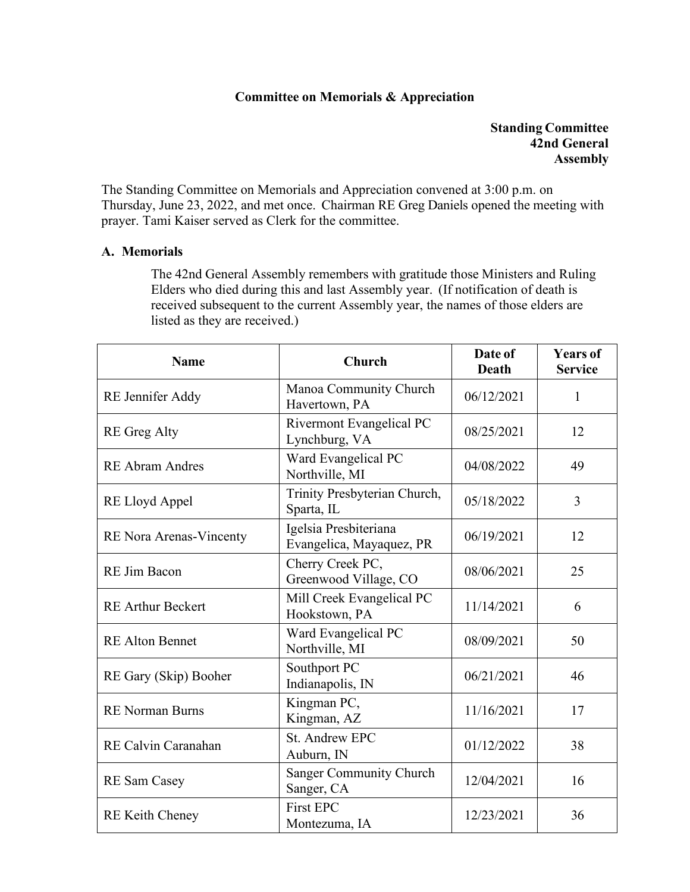## Committee on Memorials & Appreciation

**Standing Committee**
**42nd General Assembly**

The Standing Committee on Memorials and Appreciation convened at 3:00 p.m. on Thursday, June 23, 2022, and met once. Chairman RE Greg Daniels opened the meeting with prayer. Tami Kaiser served as Clerk for the committee.

### A. Memorials

The 42nd General Assembly remembers with gratitude those Ministers and Ruling Elders who died during this and last Assembly year. (If notification of death is received subsequent to the current Assembly year, the names of those elders are listed as they are received.)

| Name | Church | Date of Death | Years of Service |
|---|---|---|---|
| RE Jennifer Addy | Manoa Community Church Havertown, PA | 06/12/2021 | 1 |
| RE Greg Alty | Rivermont Evangelical PC Lynchburg, VA | 08/25/2021 | 12 |
| RE Abram Andres | Ward Evangelical PC Northville, MI | 04/08/2022 | 49 |
| RE Lloyd Appel | Trinity Presbyterian Church, Sparta, IL | 05/18/2022 | 3 |
| RE Nora Arenas-Vincenty | Igelsia Presbiteriana Evangelica, Mayaquez, PR | 06/19/2021 | 12 |
| RE Jim Bacon | Cherry Creek PC, Greenwood Village, CO | 08/06/2021 | 25 |
| RE Arthur Beckert | Mill Creek Evangelical PC Hookstown, PA | 11/14/2021 | 6 |
| RE Alton Bennet | Ward Evangelical PC Northville, MI | 08/09/2021 | 50 |
| RE Gary (Skip) Booher | Southport PC Indianapolis, IN | 06/21/2021 | 46 |
| RE Norman Burns | Kingman PC, Kingman, AZ | 11/16/2021 | 17 |
| RE Calvin Caranahan | St. Andrew EPC Auburn, IN | 01/12/2022 | 38 |
| RE Sam Casey | Sanger Community Church Sanger, CA | 12/04/2021 | 16 |
| RE Keith Cheney | First EPC Montezuma, IA | 12/23/2021 | 36 |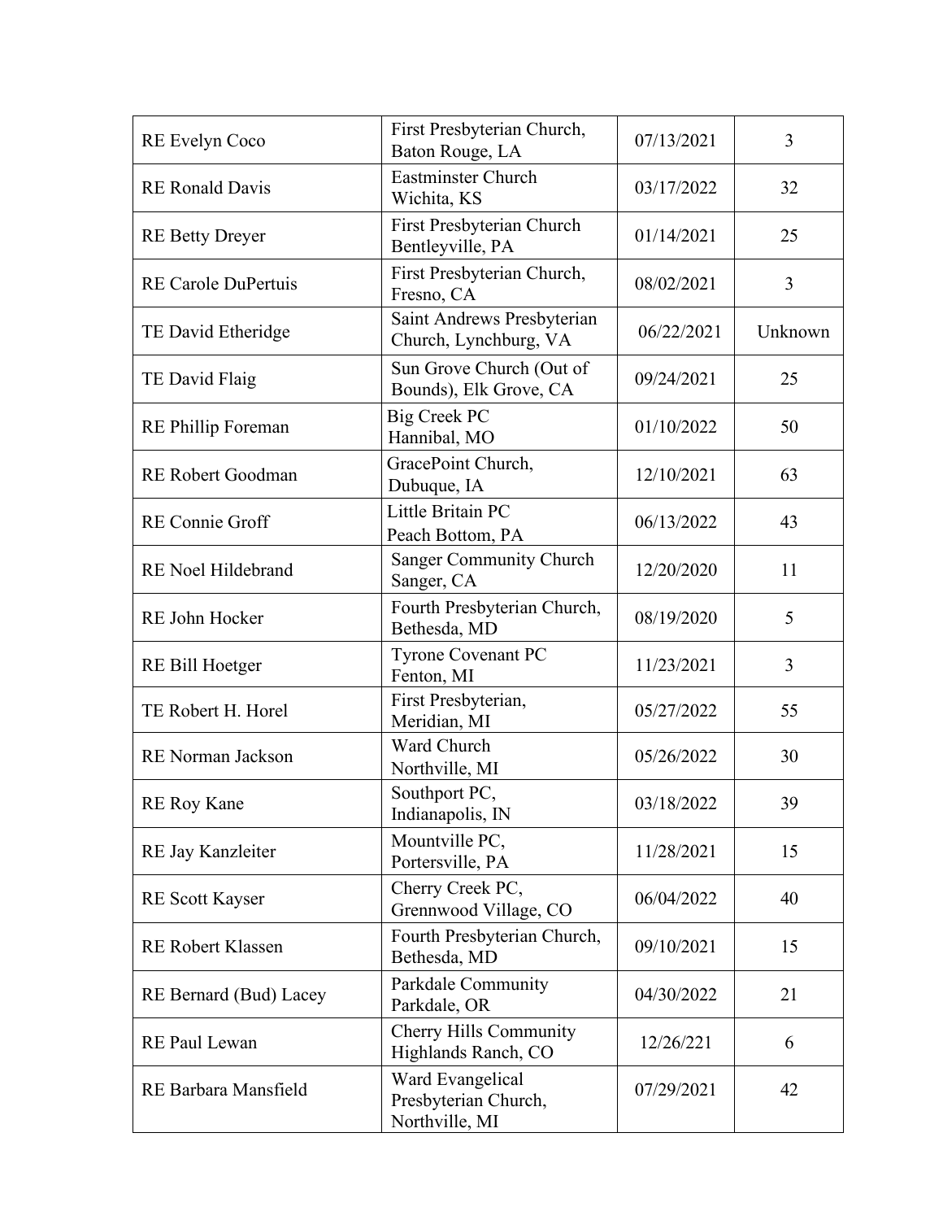| | | | |
|---|---|---|---|
| RE Evelyn Coco | First Presbyterian Church, Baton Rouge, LA | 07/13/2021 | 3 |
| RE Ronald Davis | Eastminster Church Wichita, KS | 03/17/2022 | 32 |
| RE Betty Dreyer | First Presbyterian Church Bentleyville, PA | 01/14/2021 | 25 |
| RE Carole DuPertuis | First Presbyterian Church, Fresno, CA | 08/02/2021 | 3 |
| TE David Etheridge | Saint Andrews Presbyterian Church, Lynchburg, VA | 06/22/2021 | Unknown |
| TE David Flaig | Sun Grove Church (Out of Bounds), Elk Grove, CA | 09/24/2021 | 25 |
| RE Phillip Foreman | Big Creek PC Hannibal, MO | 01/10/2022 | 50 |
| RE Robert Goodman | GracePoint Church, Dubuque, IA | 12/10/2021 | 63 |
| RE Connie Groff | Little Britain PC Peach Bottom, PA | 06/13/2022 | 43 |
| RE Noel Hildebrand | Sanger Community Church Sanger, CA | 12/20/2020 | 11 |
| RE John Hocker | Fourth Presbyterian Church, Bethesda, MD | 08/19/2020 | 5 |
| RE Bill Hoetger | Tyrone Covenant PC Fenton, MI | 11/23/2021 | 3 |
| TE Robert H. Horel | First Presbyterian, Meridian, MI | 05/27/2022 | 55 |
| RE Norman Jackson | Ward Church Northville, MI | 05/26/2022 | 30 |
| RE Roy Kane | Southport PC, Indianapolis, IN | 03/18/2022 | 39 |
| RE Jay Kanzleiter | Mountville PC, Portersville, PA | 11/28/2021 | 15 |
| RE Scott Kayser | Cherry Creek PC, Grennwood Village, CO | 06/04/2022 | 40 |
| RE Robert Klassen | Fourth Presbyterian Church, Bethesda, MD | 09/10/2021 | 15 |
| RE Bernard (Bud) Lacey | Parkdale Community Parkdale, OR | 04/30/2022 | 21 |
| RE Paul Lewan | Cherry Hills Community Highlands Ranch, CO | 12/26/221 | 6 |
| RE Barbara Mansfield | Ward Evangelical Presbyterian Church, Northville, MI | 07/29/2021 | 42 |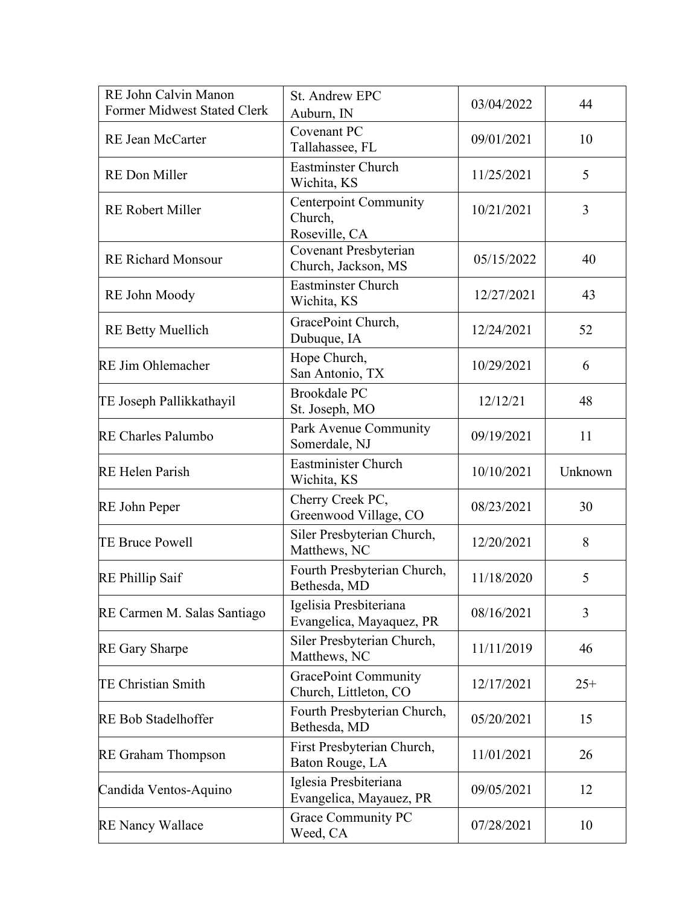| RE John Calvin Manon<br>Former Midwest Stated Clerk | St. Andrew EPC<br>Auburn, IN | 03/04/2022 | 44 |
|---|---|---|---|
| RE Jean McCarter | Covenant PC<br>Tallahassee, FL | 09/01/2021 | 10 |
| RE Don Miller | Eastminster Church<br>Wichita, KS | 11/25/2021 | 5 |
| RE Robert Miller | Centerpoint Community Church,<br>Roseville, CA | 10/21/2021 | 3 |
| RE Richard Monsour | Covenant Presbyterian Church, Jackson, MS | 05/15/2022 | 40 |
| RE John Moody | Eastminster Church<br>Wichita, KS | 12/27/2021 | 43 |
| RE Betty Muellich | GracePoint Church,<br>Dubuque, IA | 12/24/2021 | 52 |
| RE Jim Ohlemacher | Hope Church,<br>San Antonio, TX | 10/29/2021 | 6 |
| TE Joseph Pallikkathayil | Brookdale PC<br>St. Joseph, MO | 12/12/21 | 48 |
| RE Charles Palumbo | Park Avenue Community<br>Somerdale, NJ | 09/19/2021 | 11 |
| RE Helen Parish | Eastminister Church<br>Wichita, KS | 10/10/2021 | Unknown |
| RE John Peper | Cherry Creek PC,<br>Greenwood Village, CO | 08/23/2021 | 30 |
| TE Bruce Powell | Siler Presbyterian Church,<br>Matthews, NC | 12/20/2021 | 8 |
| RE Phillip Saif | Fourth Presbyterian Church,<br>Bethesda, MD | 11/18/2020 | 5 |
| RE Carmen M. Salas Santiago | Igelisia Presbiteriana<br>Evangelica, Mayaquez, PR | 08/16/2021 | 3 |
| RE Gary Sharpe | Siler Presbyterian Church,<br>Matthews, NC | 11/11/2019 | 46 |
| TE Christian Smith | GracePoint Community<br>Church, Littleton, CO | 12/17/2021 | 25+ |
| RE Bob Stadelhoffer | Fourth Presbyterian Church,<br>Bethesda, MD | 05/20/2021 | 15 |
| RE Graham Thompson | First Presbyterian Church,<br>Baton Rouge, LA | 11/01/2021 | 26 |
| Candida Ventos-Aquino | Iglesia Presbiteriana<br>Evangelica, Mayauez, PR | 09/05/2021 | 12 |
| RE Nancy Wallace | Grace Community PC<br>Weed, CA | 07/28/2021 | 10 |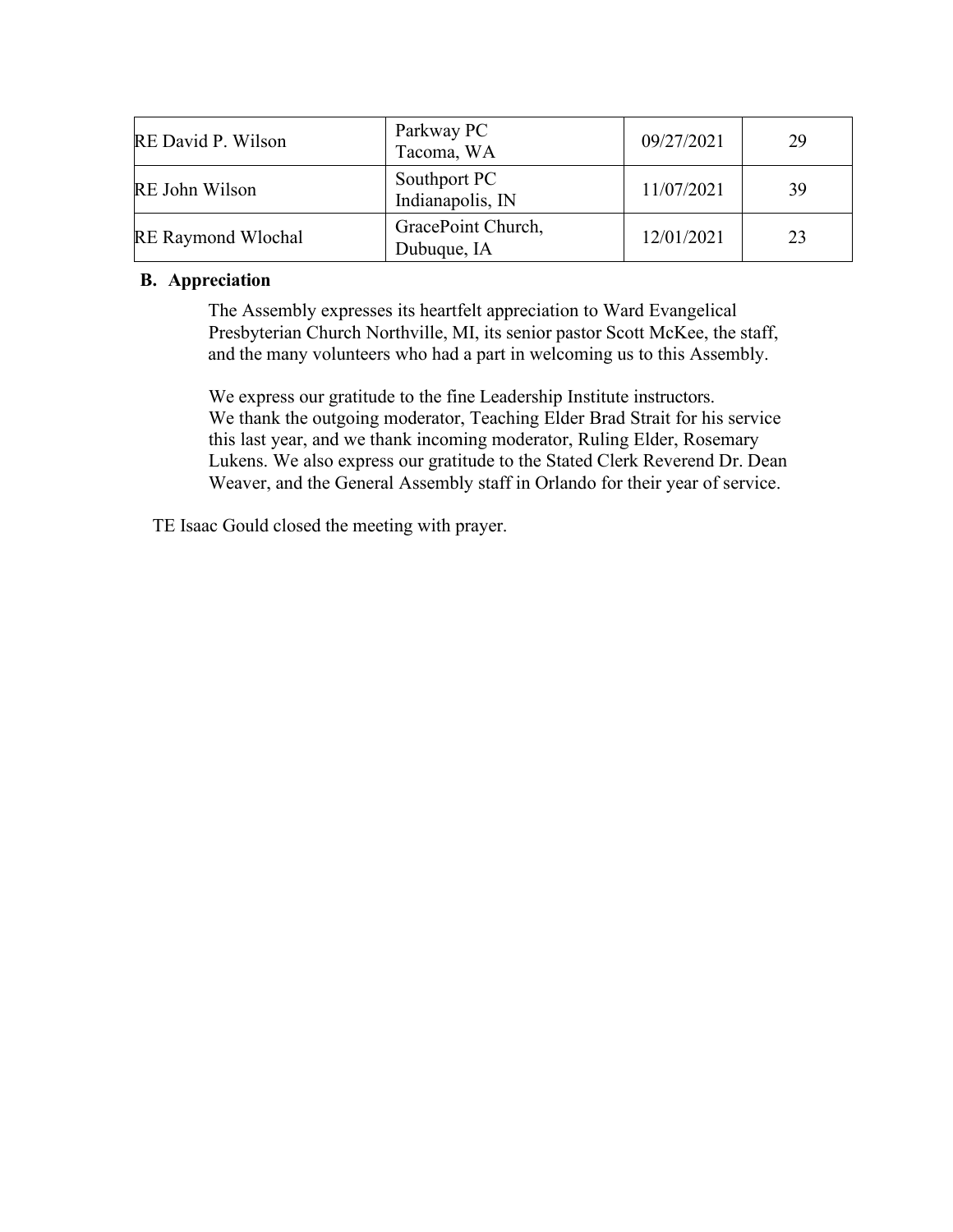| RE David P. Wilson | Parkway PC<br>Tacoma, WA | 09/27/2021 | 29 |
|---|---|---|---|
| RE John Wilson | Southport PC<br>Indianapolis, IN | 11/07/2021 | 39 |
| RE Raymond Wlochal | GracePoint Church,<br>Dubuque, IA | 12/01/2021 | 23 |

**B. Appreciation**

The Assembly expresses its heartfelt appreciation to Ward Evangelical Presbyterian Church Northville, MI, its senior pastor Scott McKee, the staff, and the many volunteers who had a part in welcoming us to this Assembly.

We express our gratitude to the fine Leadership Institute instructors. We thank the outgoing moderator, Teaching Elder Brad Strait for his service this last year, and we thank incoming moderator, Ruling Elder, Rosemary Lukens. We also express our gratitude to the Stated Clerk Reverend Dr. Dean Weaver, and the General Assembly staff in Orlando for their year of service.

TE Isaac Gould closed the meeting with prayer.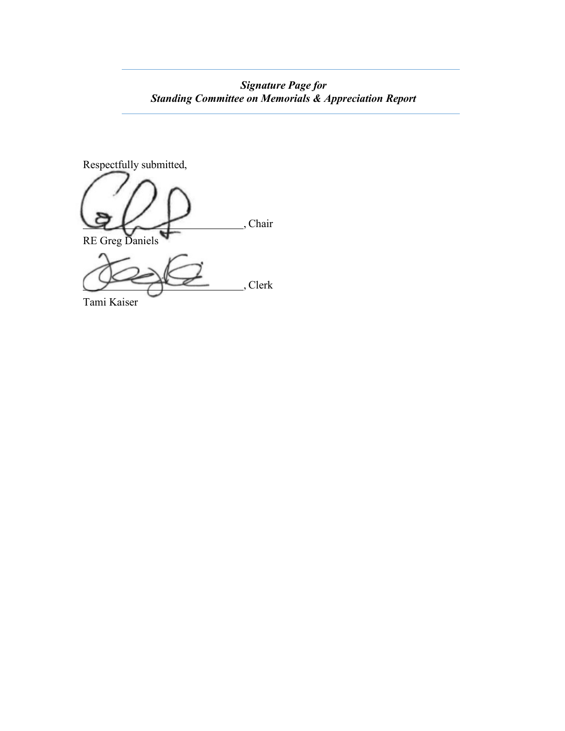***Signature Page for***
***Standing Committee on Memorials & Appreciation Report***

Respectfully submitted,

____________________________, Chair
RE Greg Daniels

____________________________, Clerk
Tami Kaiser